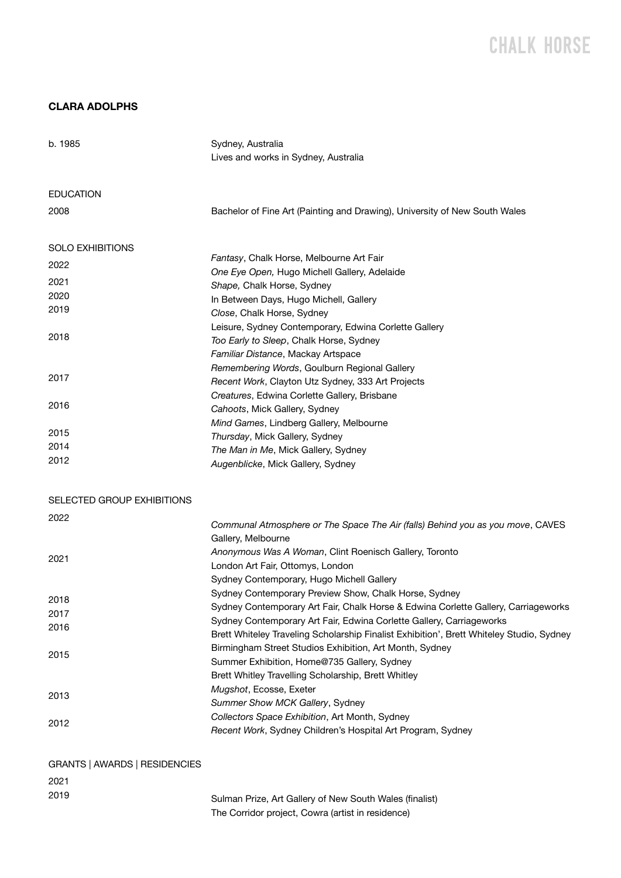# CHALK HORSE

## CLARA ADOLPHS

b. 1985 — Sydney, Australia
Lives and works in Sydney, Australia

### EDUCATION

2008 — Bachelor of Fine Art (Painting and Drawing), University of New South Wales

### SOLO EXHIBITIONS

2022
*Fantasy*, Chalk Horse, Melbourne Art Fair
*One Eye Open,* Hugo Michell Gallery, Adelaide

2021
*Shape,* Chalk Horse, Sydney

2020
In Between Days, Hugo Michell, Gallery

2019
*Close*, Chalk Horse, Sydney
Leisure, Sydney Contemporary, Edwina Corlette Gallery

2018
*Too Early to Sleep*, Chalk Horse, Sydney
*Familiar Distance*, Mackay Artspace
*Remembering Words*, Goulburn Regional Gallery

2017
*Recent Work*, Clayton Utz Sydney, 333 Art Projects
*Creatures*, Edwina Corlette Gallery, Brisbane

2016
*Cahoots*, Mick Gallery, Sydney
*Mind Games*, Lindberg Gallery, Melbourne

2015
*Thursday*, Mick Gallery, Sydney

2014
*The Man in Me*, Mick Gallery, Sydney

2012
*Augenblicke*, Mick Gallery, Sydney

### SELECTED GROUP EXHIBITIONS

2022
*Communal Atmosphere or The Space The Air (falls) Behind you as you move*, CAVES Gallery, Melbourne

2021
*Anonymous Was A Woman*, Clint Roenisch Gallery, Toronto
London Art Fair, Ottomys, London
Sydney Contemporary, Hugo Michell Gallery

2018
Sydney Contemporary Preview Show, Chalk Horse, Sydney

2017
Sydney Contemporary Art Fair, Chalk Horse & Edwina Corlette Gallery, Carriageworks

2016
Sydney Contemporary Art Fair, Edwina Corlette Gallery, Carriageworks
Brett Whiteley Traveling Scholarship Finalist Exhibition', Brett Whiteley Studio, Sydney

2015
Birmingham Street Studios Exhibition, Art Month, Sydney
Summer Exhibition, Home@735 Gallery, Sydney
Brett Whitley Travelling Scholarship, Brett Whitley

2013
*Mugshot*, Ecosse, Exeter
*Summer Show MCK Gallery*, Sydney

2012
*Collectors Space Exhibition*, Art Month, Sydney
*Recent Work*, Sydney Children's Hospital Art Program, Sydney

### GRANTS | AWARDS | RESIDENCIES

2021
Sulman Prize, Art Gallery of New South Wales (finalist)

2019
The Corridor project, Cowra (artist in residence)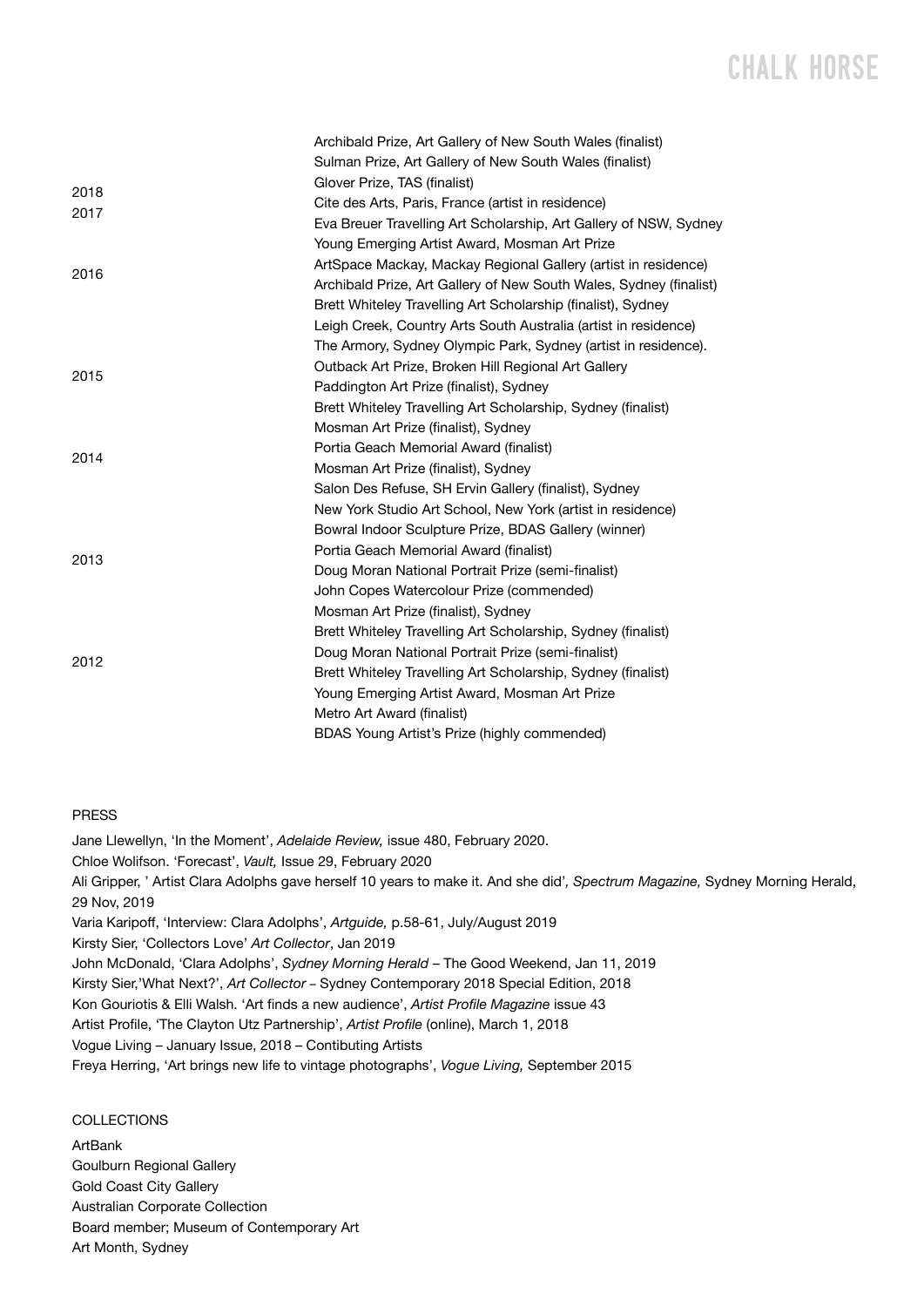Archibald Prize, Art Gallery of New South Wales (finalist)
Sulman Prize, Art Gallery of New South Wales (finalist)
Glover Prize, TAS (finalist)

2018
Cite des Arts, Paris, France (artist in residence)

2017
Eva Breuer Travelling Art Scholarship, Art Gallery of NSW, Sydney
Young Emerging Artist Award, Mosman Art Prize

2016
ArtSpace Mackay, Mackay Regional Gallery (artist in residence)
Archibald Prize, Art Gallery of New South Wales, Sydney (finalist)
Brett Whiteley Travelling Art Scholarship (finalist), Sydney
Leigh Creek, Country Arts South Australia (artist in residence)
The Armory, Sydney Olympic Park, Sydney (artist in residence).

2015
Outback Art Prize, Broken Hill Regional Art Gallery
Paddington Art Prize (finalist), Sydney
Brett Whiteley Travelling Art Scholarship, Sydney (finalist)
Mosman Art Prize (finalist), Sydney

2014
Portia Geach Memorial Award (finalist)
Mosman Art Prize (finalist), Sydney
Salon Des Refuse, SH Ervin Gallery (finalist), Sydney
New York Studio Art School, New York (artist in residence)
Bowral Indoor Sculpture Prize, BDAS Gallery (winner)

2013
Portia Geach Memorial Award (finalist)
Doug Moran National Portrait Prize (semi-finalist)
John Copes Watercolour Prize (commended)
Mosman Art Prize (finalist), Sydney
Brett Whiteley Travelling Art Scholarship, Sydney (finalist)

2012
Doug Moran National Portrait Prize (semi-finalist)
Brett Whiteley Travelling Art Scholarship, Sydney (finalist)
Young Emerging Artist Award, Mosman Art Prize
Metro Art Award (finalist)
BDAS Young Artist's Prize (highly commended)

## PRESS

Jane Llewellyn, 'In the Moment', *Adelaide Review,* issue 480, February 2020.
Chloe Wolifson. 'Forecast', *Vault,* Issue 29, February 2020
Ali Gripper, ' Artist Clara Adolphs gave herself 10 years to make it. And she did', *Spectrum Magazine,* Sydney Morning Herald, 29 Nov, 2019
Varia Karipoff, 'Interview: Clara Adolphs', *Artguide,* p.58-61, July/August 2019
Kirsty Sier, 'Collectors Love' *Art Collector*, Jan 2019
John McDonald, 'Clara Adolphs', *Sydney Morning Herald* – The Good Weekend, Jan 11, 2019
Kirsty Sier,'What Next?', *Art Collector* – Sydney Contemporary 2018 Special Edition, 2018
Kon Gouriotis & Elli Walsh. 'Art finds a new audience', *Artist Profile Magazine* issue 43
Artist Profile, 'The Clayton Utz Partnership', *Artist Profile* (online), March 1, 2018
Vogue Living – January Issue, 2018 – Contibuting Artists
Freya Herring, 'Art brings new life to vintage photographs', *Vogue Living,* September 2015

## COLLECTIONS

ArtBank
Goulburn Regional Gallery
Gold Coast City Gallery
Australian Corporate Collection
Board member; Museum of Contemporary Art
Art Month, Sydney